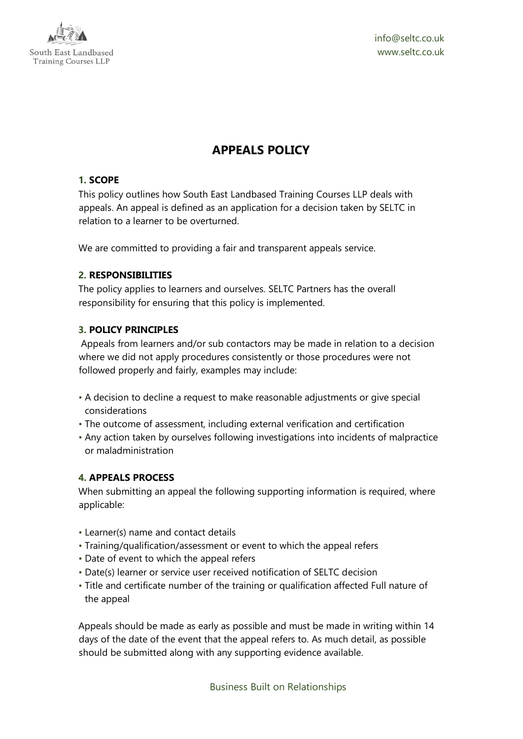# APPEALS POLICY

## 1. SCOPE

This policy outlines how South East Landbased Training Courses LLP deals with appeals. An appeal is defined as an application for a decision taken by SELTC in relation to a learner to be overturned.

We are committed to providing a fair and transparent appeals service.

## 2. RESPONSIBILITIES

The policy applies to learners and ourselves. SELTC Partners has the overall responsibility for ensuring that this policy is implemented.

## 3. POLICY PRINCIPLES

Appeals from learners and/or sub contactors may be made in relation to a decision where we did not apply procedures consistently or those procedures were not followed properly and fairly, examples may include:

- A decision to decline a request to make reasonable adjustments or give special considerations
- The outcome of assessment, including external verification and certification
- Any action taken by ourselves following investigations into incidents of malpractice or maladministration

## 4. APPEALS PROCESS

When submitting an appeal the following supporting information is required, where applicable:

- Learner(s) name and contact details
- Training/qualification/assessment or event to which the appeal refers
- Date of event to which the appeal refers
- Date(s) learner or service user received notification of SELTC decision
- Title and certificate number of the training or qualification affected Full nature of the appeal

Appeals should be made as early as possible and must be made in writing within 14 days of the date of the event that the appeal refers to. As much detail, as possible should be submitted along with any supporting evidence available.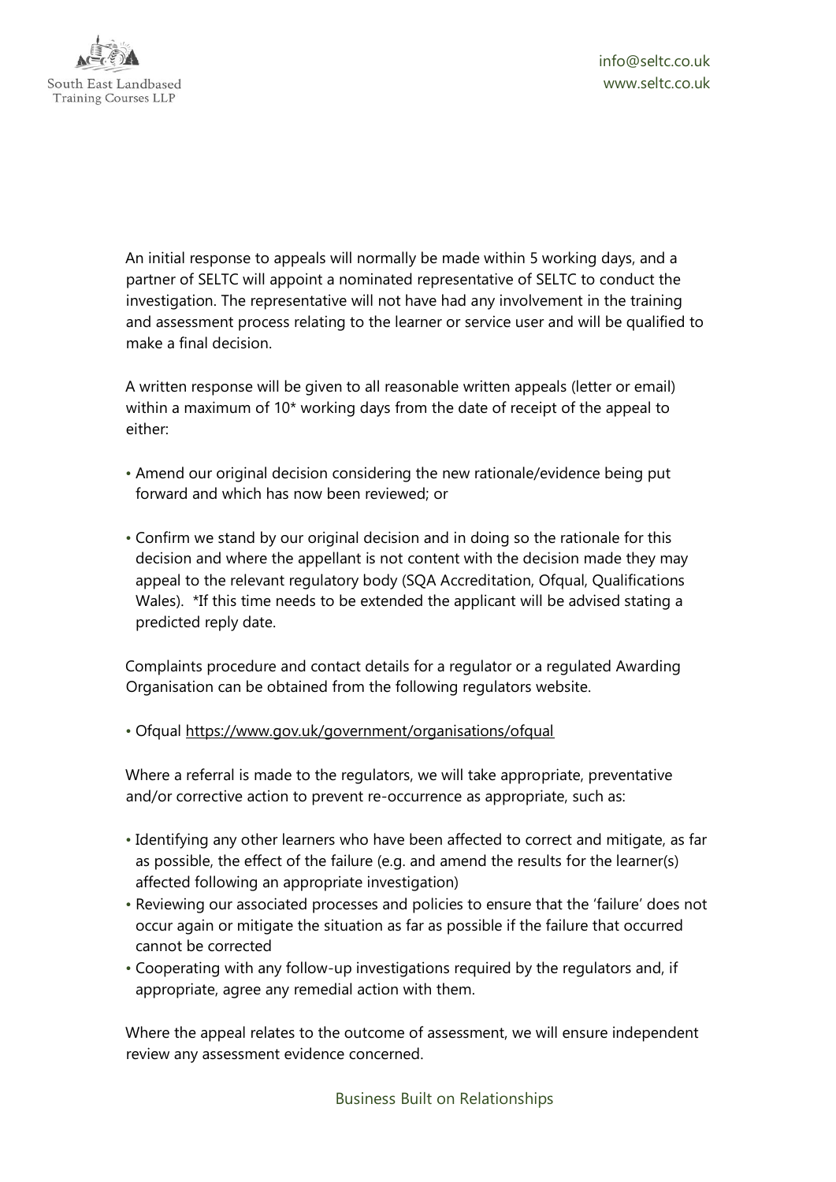An initial response to appeals will normally be made within 5 working days, and a partner of SELTC will appoint a nominated representative of SELTC to conduct the investigation. The representative will not have had any involvement in the training and assessment process relating to the learner or service user and will be qualified to make a final decision.

A written response will be given to all reasonable written appeals (letter or email) within a maximum of 10* working days from the date of receipt of the appeal to either:

- Amend our original decision considering the new rationale/evidence being put forward and which has now been reviewed; or
- Confirm we stand by our original decision and in doing so the rationale for this decision and where the appellant is not content with the decision made they may appeal to the relevant regulatory body (SQA Accreditation, Ofqual, Qualifications Wales). *If this time needs to be extended the applicant will be advised stating a predicted reply date.

Complaints procedure and contact details for a regulator or a regulated Awarding Organisation can be obtained from the following regulators website.

- Ofqual https://www.gov.uk/government/organisations/ofqual

Where a referral is made to the regulators, we will take appropriate, preventative and/or corrective action to prevent re-occurrence as appropriate, such as:

- Identifying any other learners who have been affected to correct and mitigate, as far as possible, the effect of the failure (e.g. and amend the results for the learner(s) affected following an appropriate investigation)
- Reviewing our associated processes and policies to ensure that the 'failure' does not occur again or mitigate the situation as far as possible if the failure that occurred cannot be corrected
- Cooperating with any follow-up investigations required by the regulators and, if appropriate, agree any remedial action with them.

Where the appeal relates to the outcome of assessment, we will ensure independent review any assessment evidence concerned.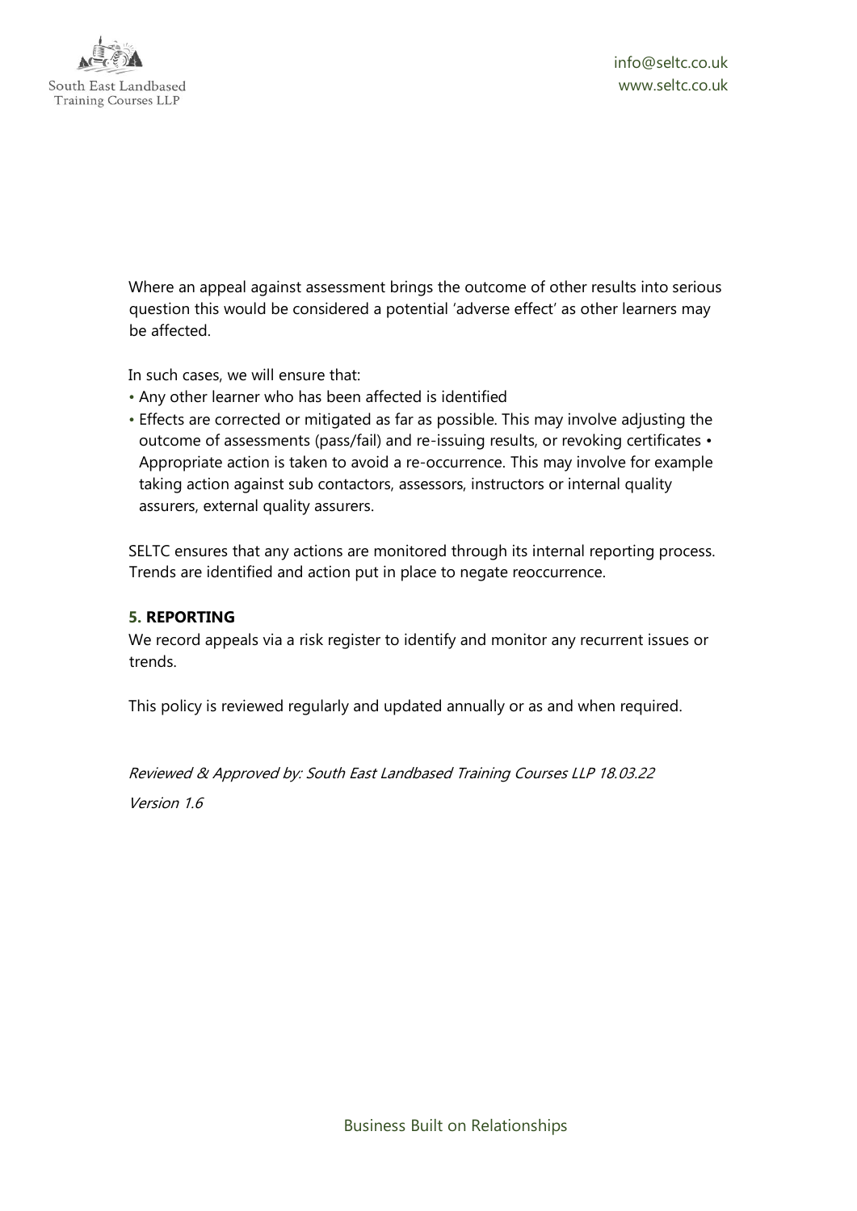Where an appeal against assessment brings the outcome of other results into serious question this would be considered a potential 'adverse effect' as other learners may be affected.

In such cases, we will ensure that:

- Any other learner who has been affected is identified
- Effects are corrected or mitigated as far as possible. This may involve adjusting the outcome of assessments (pass/fail) and re-issuing results, or revoking certificates • Appropriate action is taken to avoid a re-occurrence. This may involve for example taking action against sub contactors, assessors, instructors or internal quality assurers, external quality assurers.

SELTC ensures that any actions are monitored through its internal reporting process. Trends are identified and action put in place to negate reoccurrence.

### 5. REPORTING

We record appeals via a risk register to identify and monitor any recurrent issues or trends.

This policy is reviewed regularly and updated annually or as and when required.

*Reviewed & Approved by: South East Landbased Training Courses LLP 18.03.22*

*Version 1.6*